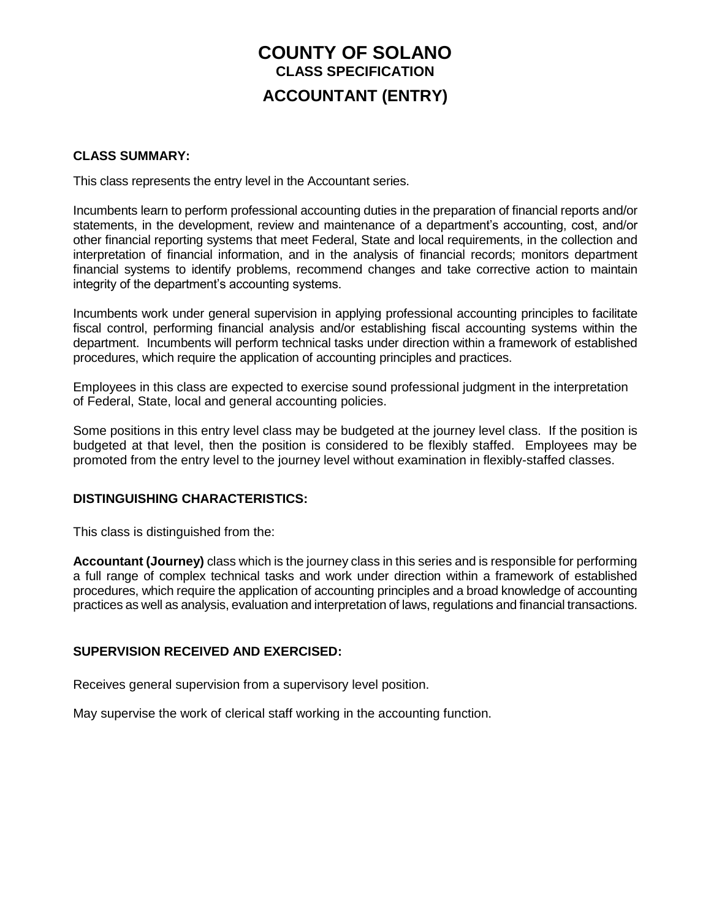# COUNTY OF SOLANO

## CLASS SPECIFICATION

## ACCOUNTANT (ENTRY)

### CLASS SUMMARY:

This class represents the entry level in the Accountant series.

Incumbents learn to perform professional accounting duties in the preparation of financial reports and/or statements, in the development, review and maintenance of a department's accounting, cost, and/or other financial reporting systems that meet Federal, State and local requirements, in the collection and interpretation of financial information, and in the analysis of financial records; monitors department financial systems to identify problems, recommend changes and take corrective action to maintain integrity of the department's accounting systems.

Incumbents work under general supervision in applying professional accounting principles to facilitate fiscal control, performing financial analysis and/or establishing fiscal accounting systems within the department. Incumbents will perform technical tasks under direction within a framework of established procedures, which require the application of accounting principles and practices.

Employees in this class are expected to exercise sound professional judgment in the interpretation of Federal, State, local and general accounting policies.

Some positions in this entry level class may be budgeted at the journey level class. If the position is budgeted at that level, then the position is considered to be flexibly staffed. Employees may be promoted from the entry level to the journey level without examination in flexibly-staffed classes.

### DISTINGUISHING CHARACTERISTICS:

This class is distinguished from the:

**Accountant (Journey)** class which is the journey class in this series and is responsible for performing a full range of complex technical tasks and work under direction within a framework of established procedures, which require the application of accounting principles and a broad knowledge of accounting practices as well as analysis, evaluation and interpretation of laws, regulations and financial transactions.

### SUPERVISION RECEIVED AND EXERCISED:

Receives general supervision from a supervisory level position.

May supervise the work of clerical staff working in the accounting function.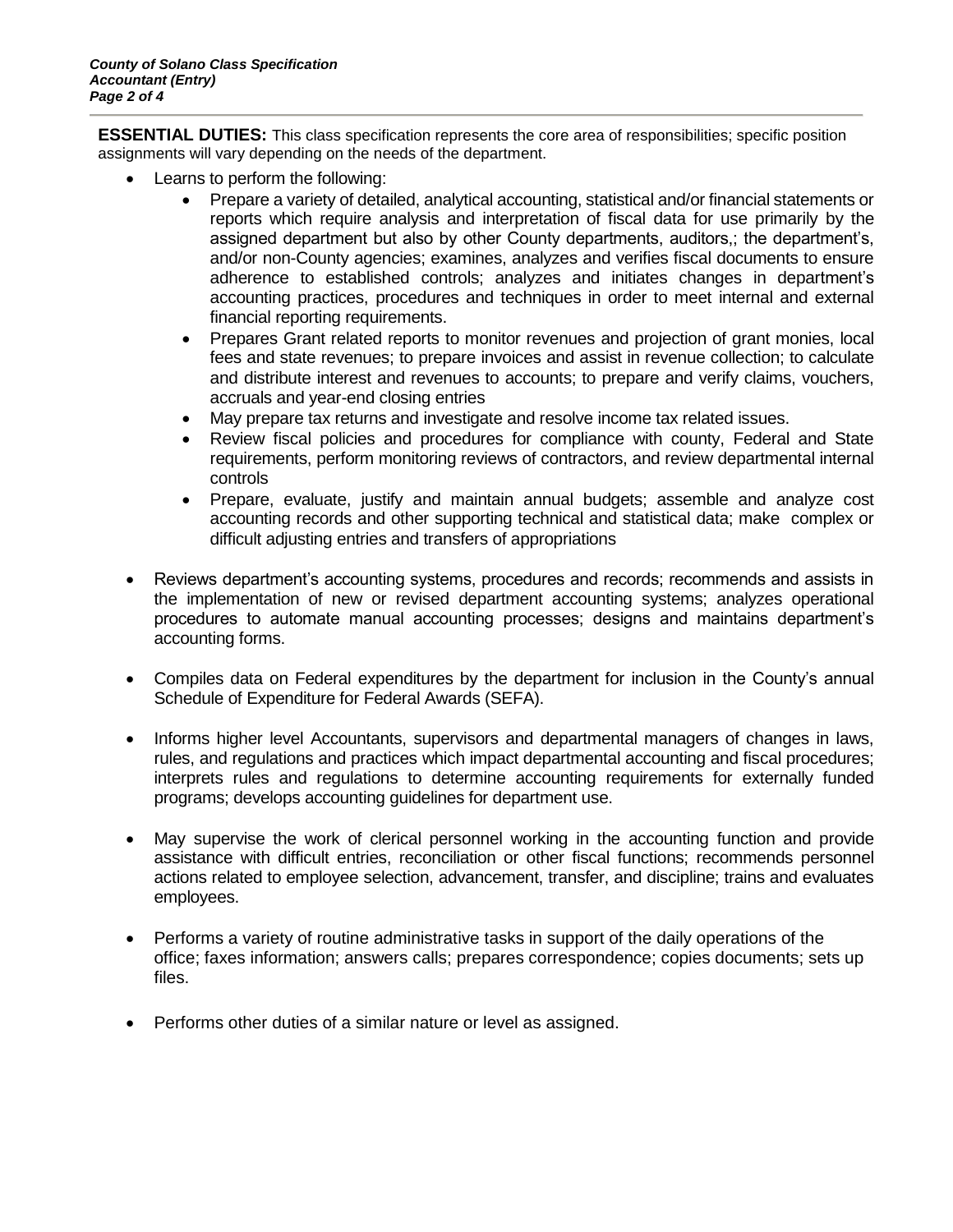**ESSENTIAL DUTIES:** This class specification represents the core area of responsibilities; specific position assignments will vary depending on the needs of the department.

- Learns to perform the following:
  - Prepare a variety of detailed, analytical accounting, statistical and/or financial statements or reports which require analysis and interpretation of fiscal data for use primarily by the assigned department but also by other County departments, auditors,; the department's, and/or non-County agencies; examines, analyzes and verifies fiscal documents to ensure adherence to established controls; analyzes and initiates changes in department's accounting practices, procedures and techniques in order to meet internal and external financial reporting requirements.
  - Prepares Grant related reports to monitor revenues and projection of grant monies, local fees and state revenues; to prepare invoices and assist in revenue collection; to calculate and distribute interest and revenues to accounts; to prepare and verify claims, vouchers, accruals and year-end closing entries
  - May prepare tax returns and investigate and resolve income tax related issues.
  - Review fiscal policies and procedures for compliance with county, Federal and State requirements, perform monitoring reviews of contractors, and review departmental internal controls
  - Prepare, evaluate, justify and maintain annual budgets; assemble and analyze cost accounting records and other supporting technical and statistical data; make complex or difficult adjusting entries and transfers of appropriations

- Reviews department's accounting systems, procedures and records; recommends and assists in the implementation of new or revised department accounting systems; analyzes operational procedures to automate manual accounting processes; designs and maintains department's accounting forms.

- Compiles data on Federal expenditures by the department for inclusion in the County's annual Schedule of Expenditure for Federal Awards (SEFA).

- Informs higher level Accountants, supervisors and departmental managers of changes in laws, rules, and regulations and practices which impact departmental accounting and fiscal procedures; interprets rules and regulations to determine accounting requirements for externally funded programs; develops accounting guidelines for department use.

- May supervise the work of clerical personnel working in the accounting function and provide assistance with difficult entries, reconciliation or other fiscal functions; recommends personnel actions related to employee selection, advancement, transfer, and discipline; trains and evaluates employees.

- Performs a variety of routine administrative tasks in support of the daily operations of the office; faxes information; answers calls; prepares correspondence; copies documents; sets up files.

- Performs other duties of a similar nature or level as assigned.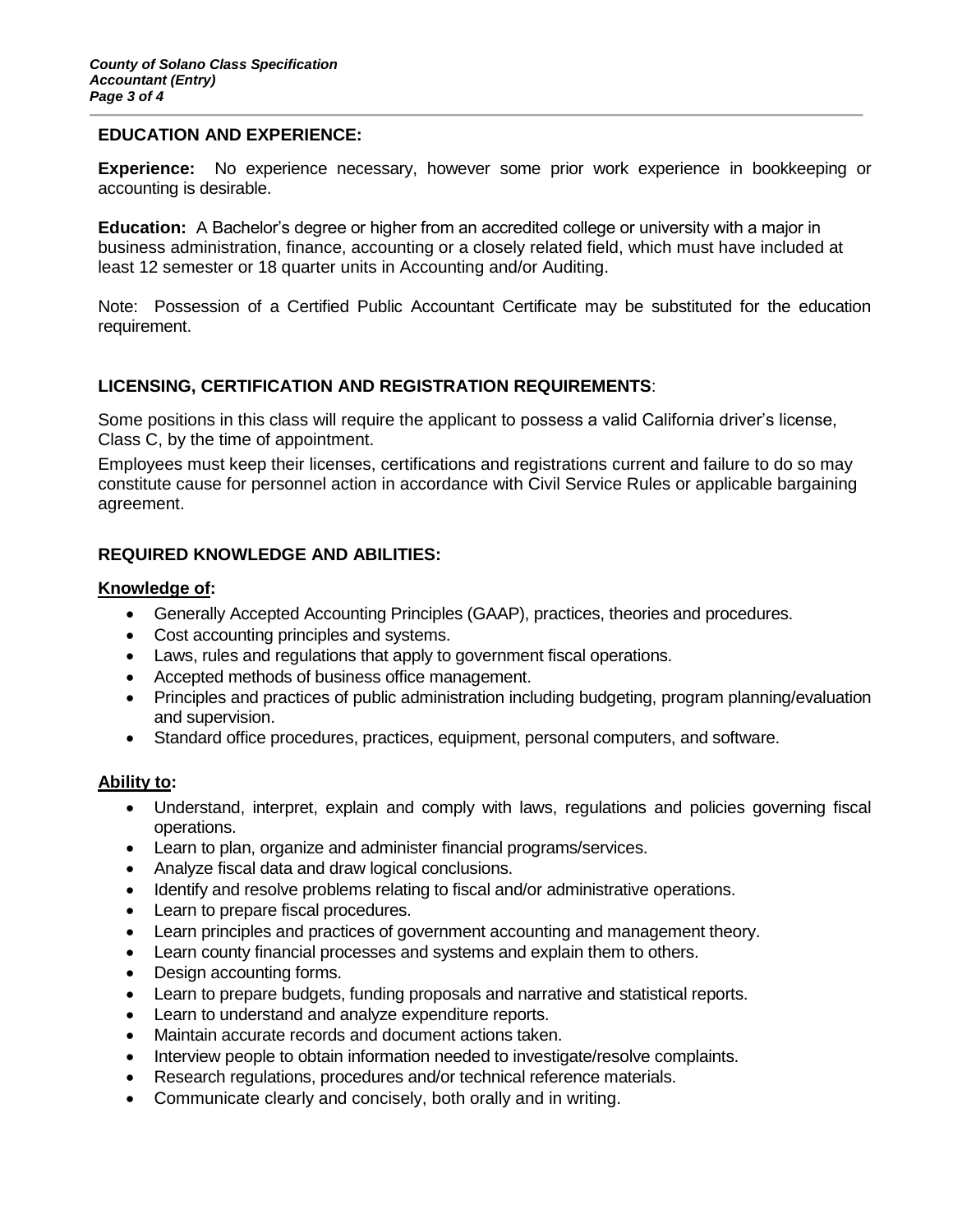## EDUCATION AND EXPERIENCE:

**Experience:** No experience necessary, however some prior work experience in bookkeeping or accounting is desirable.

**Education:** A Bachelor's degree or higher from an accredited college or university with a major in business administration, finance, accounting or a closely related field, which must have included at least 12 semester or 18 quarter units in Accounting and/or Auditing.

Note: Possession of a Certified Public Accountant Certificate may be substituted for the education requirement.

## LICENSING, CERTIFICATION AND REGISTRATION REQUIREMENTS:

Some positions in this class will require the applicant to possess a valid California driver's license, Class C, by the time of appointment.

Employees must keep their licenses, certifications and registrations current and failure to do so may constitute cause for personnel action in accordance with Civil Service Rules or applicable bargaining agreement.

## REQUIRED KNOWLEDGE AND ABILITIES:

### Knowledge of:

- Generally Accepted Accounting Principles (GAAP), practices, theories and procedures.
- Cost accounting principles and systems.
- Laws, rules and regulations that apply to government fiscal operations.
- Accepted methods of business office management.
- Principles and practices of public administration including budgeting, program planning/evaluation and supervision.
- Standard office procedures, practices, equipment, personal computers, and software.

### Ability to:

- Understand, interpret, explain and comply with laws, regulations and policies governing fiscal operations.
- Learn to plan, organize and administer financial programs/services.
- Analyze fiscal data and draw logical conclusions.
- Identify and resolve problems relating to fiscal and/or administrative operations.
- Learn to prepare fiscal procedures.
- Learn principles and practices of government accounting and management theory.
- Learn county financial processes and systems and explain them to others.
- Design accounting forms.
- Learn to prepare budgets, funding proposals and narrative and statistical reports.
- Learn to understand and analyze expenditure reports.
- Maintain accurate records and document actions taken.
- Interview people to obtain information needed to investigate/resolve complaints.
- Research regulations, procedures and/or technical reference materials.
- Communicate clearly and concisely, both orally and in writing.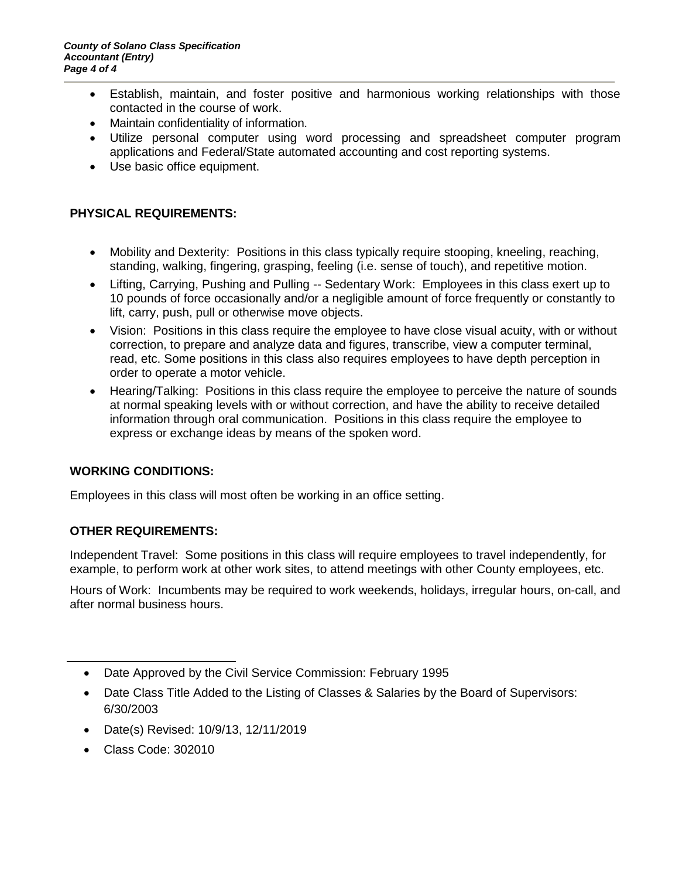- Establish, maintain, and foster positive and harmonious working relationships with those contacted in the course of work.
- Maintain confidentiality of information.
- Utilize personal computer using word processing and spreadsheet computer program applications and Federal/State automated accounting and cost reporting systems.
- Use basic office equipment.

## PHYSICAL REQUIREMENTS:

- Mobility and Dexterity: Positions in this class typically require stooping, kneeling, reaching, standing, walking, fingering, grasping, feeling (i.e. sense of touch), and repetitive motion.
- Lifting, Carrying, Pushing and Pulling -- Sedentary Work: Employees in this class exert up to 10 pounds of force occasionally and/or a negligible amount of force frequently or constantly to lift, carry, push, pull or otherwise move objects.
- Vision: Positions in this class require the employee to have close visual acuity, with or without correction, to prepare and analyze data and figures, transcribe, view a computer terminal, read, etc. Some positions in this class also requires employees to have depth perception in order to operate a motor vehicle.
- Hearing/Talking: Positions in this class require the employee to perceive the nature of sounds at normal speaking levels with or without correction, and have the ability to receive detailed information through oral communication. Positions in this class require the employee to express or exchange ideas by means of the spoken word.

## WORKING CONDITIONS:

Employees in this class will most often be working in an office setting.

## OTHER REQUIREMENTS:

Independent Travel: Some positions in this class will require employees to travel independently, for example, to perform work at other work sites, to attend meetings with other County employees, etc.

Hours of Work: Incumbents may be required to work weekends, holidays, irregular hours, on-call, and after normal business hours.

---

- Date Approved by the Civil Service Commission: February 1995
- Date Class Title Added to the Listing of Classes & Salaries by the Board of Supervisors: 6/30/2003
- Date(s) Revised: 10/9/13, 12/11/2019
- Class Code: 302010